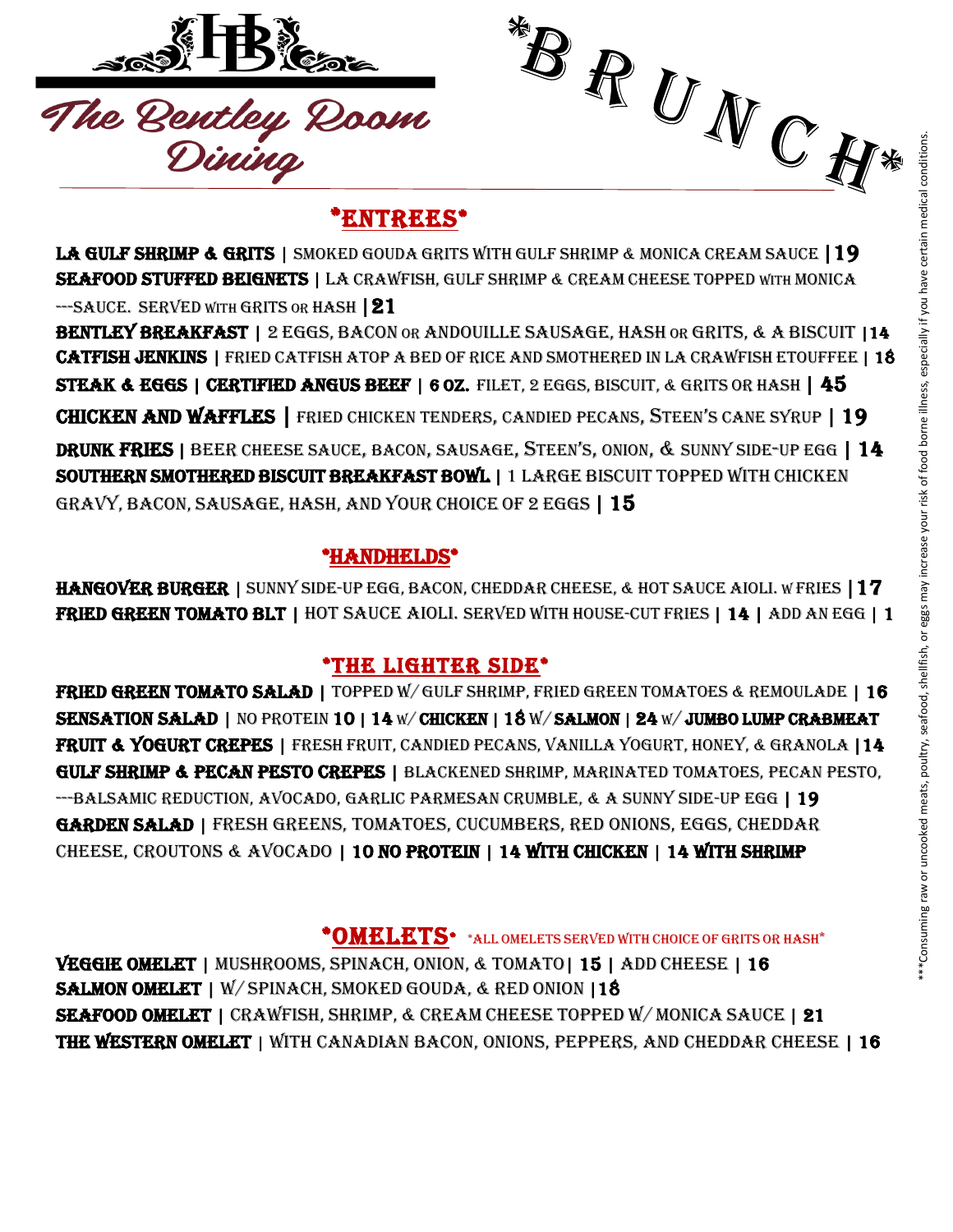# The Bentley Room Dining

## \*B R U N C H\*

### \*ENTREES\*

**LA GULF SHRIMP & GRITS** | SMOKED GOUDA GRITS WITH GULF SHRIMP & MONICA CREAM SAUCE | **19**

**SEAFOOD STUFFED BEIGNETS** | LA CRAWFISH, GULF SHRIMP & CREAM CHEESE TOPPED WITH MONICA ---SAUCE. SERVED WITH GRITS OR HASH | **21**

**BENTLEY BREAKFAST** | 2 EGGS, BACON OR ANDOUILLE SAUSAGE, HASH OR GRITS, & A BISCUIT | **14**

**CATFISH JENKINS** | FRIED CATFISH ATOP A BED OF RICE AND SMOTHERED IN LA CRAWFISH ETOUFFEE | **18**

**STEAK & EGGS** | **CERTIFIED ANGUS BEEF** | **6 OZ.** FILET, 2 EGGS, BISCUIT, & GRITS OR HASH | **45**

**CHICKEN AND WAFFLES** | FRIED CHICKEN TENDERS, CANDIED PECANS, STEEN'S CANE SYRUP | **19**

**DRUNK FRIES** | BEER CHEESE SAUCE, BACON, SAUSAGE, STEEN'S, ONION, & SUNNY SIDE-UP EGG | **14**

**SOUTHERN SMOTHERED BISCUIT BREAKFAST BOWL** | 1 LARGE BISCUIT TOPPED WITH CHICKEN GRAVY, BACON, SAUSAGE, HASH, AND YOUR CHOICE OF 2 EGGS | **15**

### \*HANDHELDS\*

**HANGOVER BURGER** | SUNNY SIDE-UP EGG, BACON, CHEDDAR CHEESE, & HOT SAUCE AIOLI. W FRIES | **17**

**FRIED GREEN TOMATO BLT** | HOT SAUCE AIOLI. SERVED WITH HOUSE-CUT FRIES | **14** | ADD AN EGG | **1**

### \*THE LIGHTER SIDE\*

**FRIED GREEN TOMATO SALAD** | TOPPED W/ GULF SHRIMP, FRIED GREEN TOMATOES & REMOULADE | **16**

**SENSATION SALAD** | NO PROTEIN **10** | **14** W/ **CHICKEN** | **18** W/ **SALMON** | **24** W/ **JUMBO LUMP CRABMEAT**

**FRUIT & YOGURT CREPES** | FRESH FRUIT, CANDIED PECANS, VANILLA YOGURT, HONEY, & GRANOLA | **14**

**GULF SHRIMP & PECAN PESTO CREPES** | BLACKENED SHRIMP, MARINATED TOMATOES, PECAN PESTO, ---BALSAMIC REDUCTION, AVOCADO, GARLIC PARMESAN CRUMBLE, & A SUNNY SIDE-UP EGG | **19**

**GARDEN SALAD** | FRESH GREENS, TOMATOES, CUCUMBERS, RED ONIONS, EGGS, CHEDDAR CHEESE, CROUTONS & AVOCADO | **10 NO PROTEIN** | **14 WITH CHICKEN** | **14 WITH SHRIMP**

### \*OMELETS\* 

\*ALL OMELETS SERVED WITH CHOICE OF GRITS OR HASH\*

**VEGGIE OMELET** | MUSHROOMS, SPINACH, ONION, & TOMATO | **15** | ADD CHEESE | **16**

**SALMON OMELET** | W/ SPINACH, SMOKED GOUDA, & RED ONION | **18**

**SEAFOOD OMELET** | CRAWFISH, SHRIMP, & CREAM CHEESE TOPPED W/ MONICA SAUCE | **21**

**THE WESTERN OMELET** | WITH CANADIAN BACON, ONIONS, PEPPERS, AND CHEDDAR CHEESE | **16**

\*\*\*Consuming raw or uncooked meats, poultry, seafood, shellfish, or eggs may increase your risk of food borne illness, especially if you have certain medical conditions.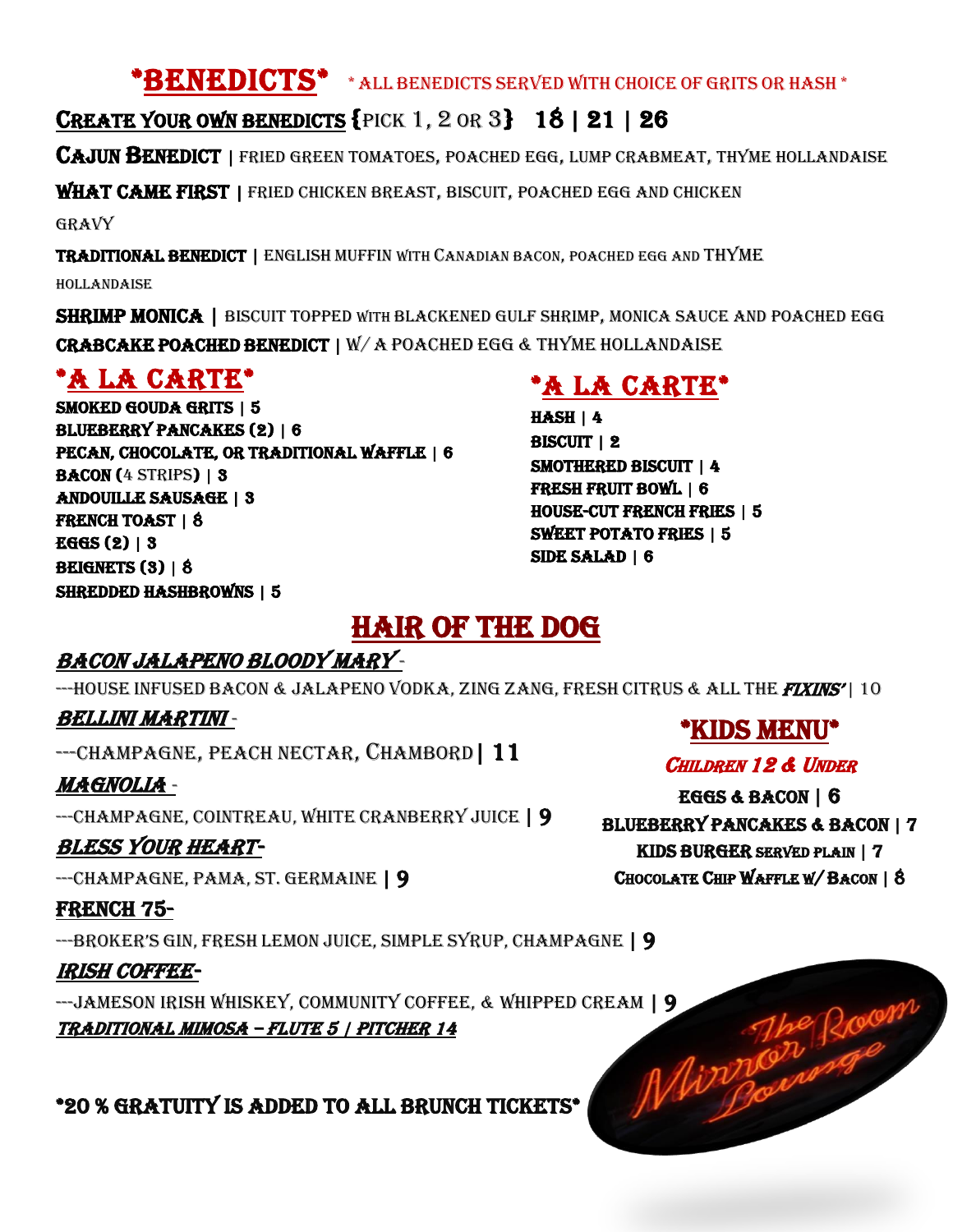# *BENEDICTS*

\* ALL BENEDICTS SERVED WITH CHOICE OF GRITS OR HASH \*

**CREATE YOUR OWN BENEDICTS** {PICK 1, 2 OR 3} **18 | 21 | 26**

**CAJUN BENEDICT** | FRIED GREEN TOMATOES, POACHED EGG, LUMP CRABMEAT, THYME HOLLANDAISE

**WHAT CAME FIRST** | FRIED CHICKEN BREAST, BISCUIT, POACHED EGG AND CHICKEN GRAVY

**TRADITIONAL BENEDICT** | ENGLISH MUFFIN WITH CANADIAN BACON, POACHED EGG AND THYME HOLLANDAISE

**SHRIMP MONICA** | BISCUIT TOPPED WITH BLACKENED GULF SHRIMP, MONICA SAUCE AND POACHED EGG

**CRABCAKE POACHED BENEDICT** | W/ A POACHED EGG & THYME HOLLANDAISE

## *A LA CARTE*

**SMOKED GOUDA GRITS** | 5
**BLUEBERRY PANCAKES (2)** | 6
**PECAN, CHOCOLATE, OR TRADITIONAL WAFFLE** | 6
**BACON** (4 STRIPS) | 3
**ANDOUILLE SAUSAGE** | 3
**FRENCH TOAST** | 8
**EGGS (2)** | 3
**BEIGNETS (3)** | 8
**SHREDDED HASHBROWNS** | 5

## *A LA CARTE*

**HASH** | 4
**BISCUIT** | 2
**SMOTHERED BISCUIT** | 4
**FRESH FRUIT BOWL** | 6
**HOUSE-CUT FRENCH FRIES** | 5
**SWEET POTATO FRIES** | 5
**SIDE SALAD** | 6

## HAIR OF THE DOG

***BACON JALAPENO BLOODY MARY*** -
---HOUSE INFUSED BACON & JALAPENO VODKA, ZING ZANG, FRESH CITRUS & ALL THE ***FIXINS'*** | 10

***BELLINI MARTINI*** -
---CHAMPAGNE, PEACH NECTAR, CHAMBORD | 11

***MAGNOLIA*** -
---CHAMPAGNE, COINTREAU, WHITE CRANBERRY JUICE | 9

***BLESS YOUR HEART***-
---CHAMPAGNE, PAMA, ST. GERMAINE | 9

**FRENCH 75-**
---BROKER'S GIN, FRESH LEMON JUICE, SIMPLE SYRUP, CHAMPAGNE | 9

***IRISH COFFEE***-
---JAMESON IRISH WHISKEY, COMMUNITY COFFEE, & WHIPPED CREAM | 9

***TRADITIONAL MIMOSA – FLUTE 5 | PITCHER 14***

## *KIDS MENU*

*CHILDREN 12 & UNDER*

**EGGS & BACON** | 6
**BLUEBERRY PANCAKES & BACON** | 7
**KIDS BURGER** SERVED PLAIN | 7
**CHOCOLATE CHIP WAFFLE W/ BACON** | 8

**\*20 % GRATUITY IS ADDED TO ALL BRUNCH TICKETS\***

The Mirror Room Lounge